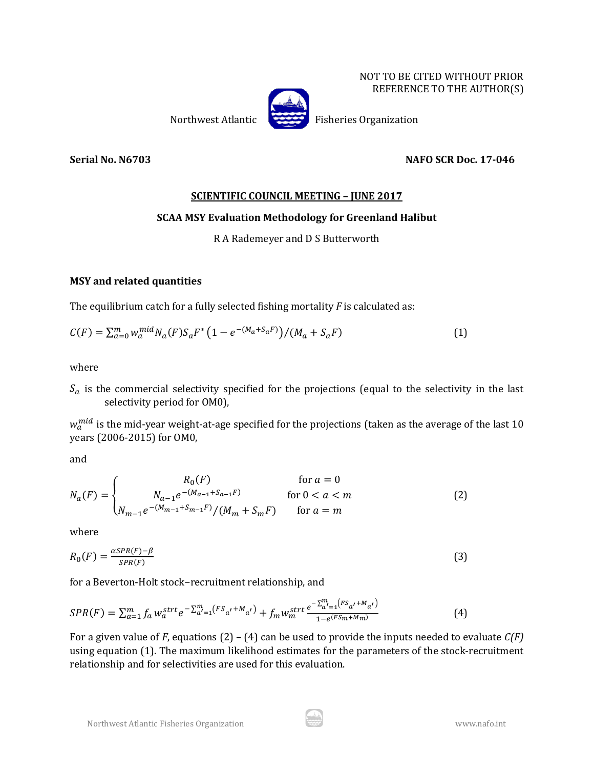NOT TO BE CITED WITHOUT PRIOR REFERENCE TO THE AUTHOR(S)

Northwest Atlantic Fisheries Organization

**Serial No. N6703** **NAFO SCR Doc. 17-046**

**SCIENTIFIC COUNCIL MEETING – JUNE 2017**

**SCAA MSY Evaluation Methodology for Greenland Halibut**

R A Rademeyer and D S Butterworth

### MSY and related quantities

The equilibrium catch for a fully selected fishing mortality $F$ is calculated as:

$$C(F) = \sum_{a=0}^{m} w_a^{mid} N_a(F) S_a F^* \left(1 - e^{-(M_a + S_a F)}\right) / (M_a + S_a F) \tag{1}$$

where

$S_a$ is the commercial selectivity specified for the projections (equal to the selectivity in the last selectivity period for OM0),

$w_a^{mid}$ is the mid-year weight-at-age specified for the projections (taken as the average of the last 10 years (2006-2015) for OM0,

and

$$N_a(F) = \begin{cases} R_0(F) & \text{for } a = 0 \\ N_{a-1} e^{-(M_{a-1} + S_{a-1} F)} & \text{for } 0 < a < m \\ N_{m-1} e^{-(M_{m-1} + S_{m-1} F)} / (M_m + S_m F) & \text{for } a = m \end{cases} \tag{2}$$

where

$$R_0(F) = \frac{\alpha SPR(F) - \beta}{SPR(F)} \tag{3}$$

for a Beverton-Holt stock−recruitment relationship, and

$$SPR(F) = \sum_{a=1}^{m} f_a\, w_a^{strt} e^{-\sum_{a'=1}^{m} \left(F S_{a'} + M_{a'}\right)} + f_m w_m^{strt} \frac{e^{-\sum_{a'=1}^{m} \left(F S_{a'} + M_{a'}\right)}}{1 - e^{(F S_m + M_m)}} \tag{4}$$

For a given value of $F$, equations (2) – (4) can be used to provide the inputs needed to evaluate $C(F)$ using equation (1). The maximum likelihood estimates for the parameters of the stock-recruitment relationship and for selectivities are used for this evaluation.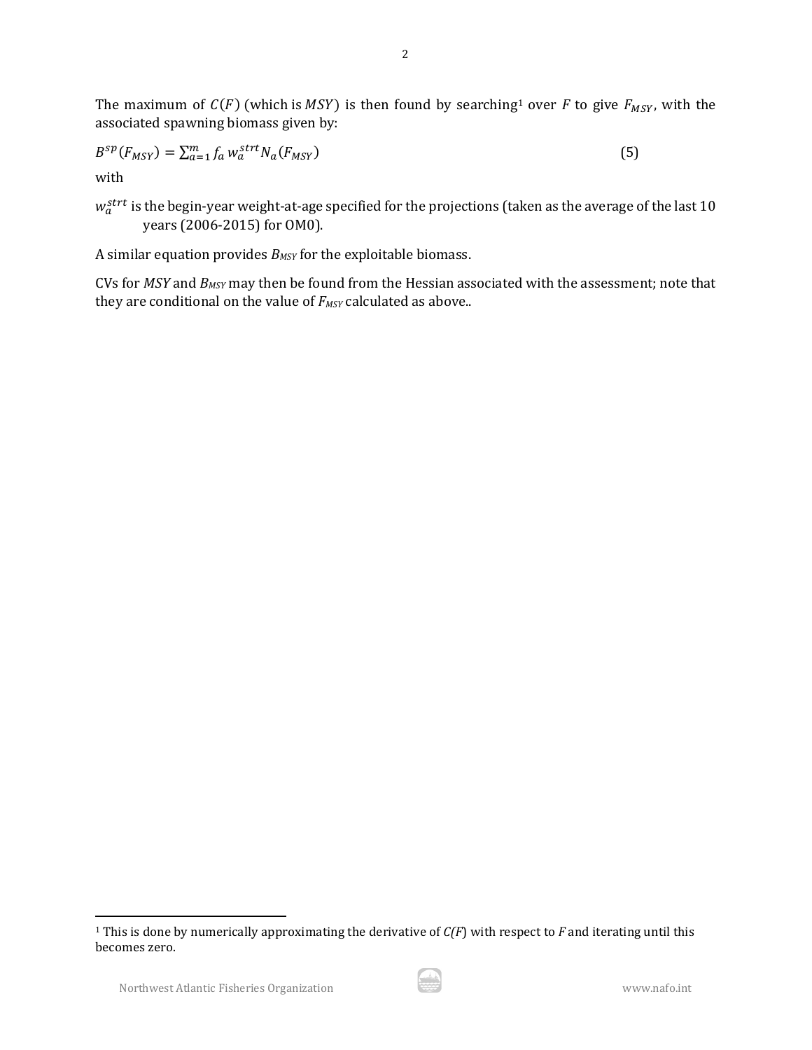The maximum of $C(F)$ (which is $MSY$) is then found by searching[1] over $F$ to give $F_{MSY}$, with the associated spawning biomass given by:

$$B^{sp}(F_{MSY}) = \sum_{a=1}^{m} f_a \, w_a^{strt} N_a(F_{MSY}) \tag{5}$$

with

$w_a^{strt}$ is the begin-year weight-at-age specified for the projections (taken as the average of the last 10 years (2006-2015) for OM0).

A similar equation provides $B_{MSY}$ for the exploitable biomass.

CVs for $MSY$ and $B_{MSY}$ may then be found from the Hessian associated with the assessment; note that they are conditional on the value of $F_{MSY}$ calculated as above..

[1] This is done by numerically approximating the derivative of $C(F)$ with respect to $F$ and iterating until this becomes zero.